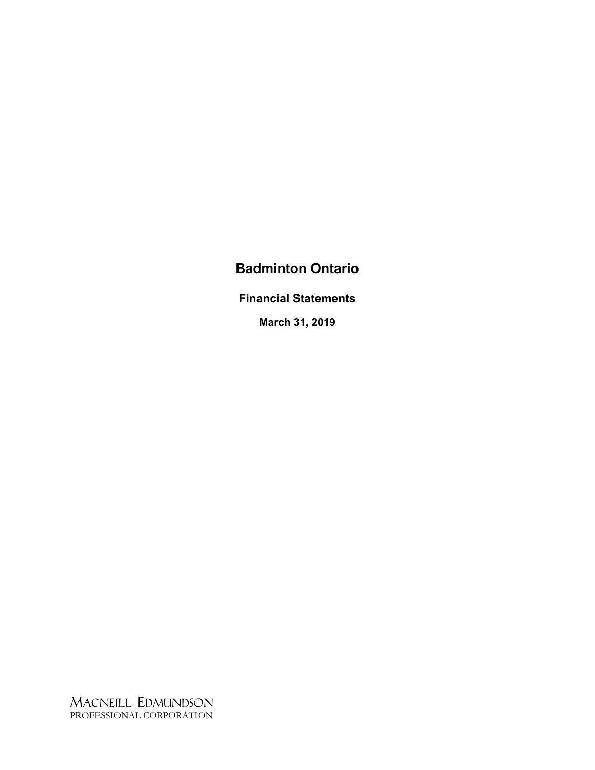# Badminton Ontario

## Financial Statements

### March 31, 2019

MACNEILL EDMUNDSON
PROFESSIONAL CORPORATION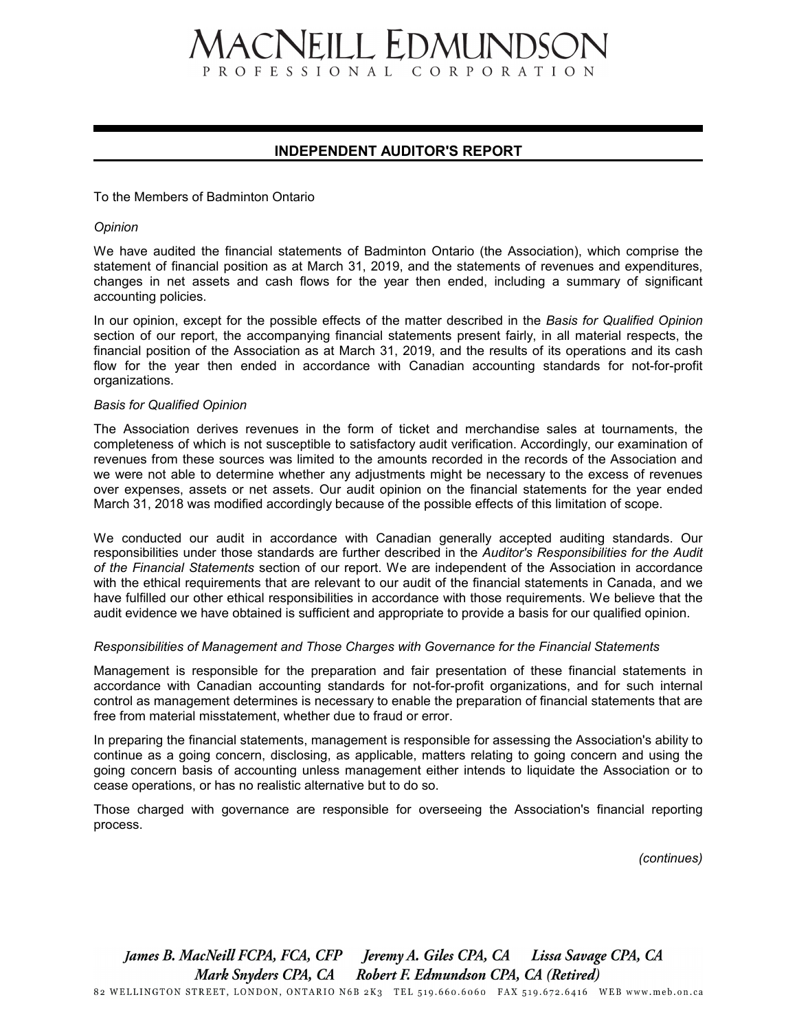# MACNEILL EDMUNDSON
PROFESSIONAL CORPORATION

## INDEPENDENT AUDITOR'S REPORT

To the Members of Badminton Ontario

*Opinion*

We have audited the financial statements of Badminton Ontario (the Association), which comprise the statement of financial position as at March 31, 2019, and the statements of revenues and expenditures, changes in net assets and cash flows for the year then ended, including a summary of significant accounting policies.

In our opinion, except for the possible effects of the matter described in the *Basis for Qualified Opinion* section of our report, the accompanying financial statements present fairly, in all material respects, the financial position of the Association as at March 31, 2019, and the results of its operations and its cash flow for the year then ended in accordance with Canadian accounting standards for not-for-profit organizations.

*Basis for Qualified Opinion*

The Association derives revenues in the form of ticket and merchandise sales at tournaments, the completeness of which is not susceptible to satisfactory audit verification. Accordingly, our examination of revenues from these sources was limited to the amounts recorded in the records of the Association and we were not able to determine whether any adjustments might be necessary to the excess of revenues over expenses, assets or net assets. Our audit opinion on the financial statements for the year ended March 31, 2018 was modified accordingly because of the possible effects of this limitation of scope.

We conducted our audit in accordance with Canadian generally accepted auditing standards. Our responsibilities under those standards are further described in the *Auditor's Responsibilities for the Audit of the Financial Statements* section of our report. We are independent of the Association in accordance with the ethical requirements that are relevant to our audit of the financial statements in Canada, and we have fulfilled our other ethical responsibilities in accordance with those requirements. We believe that the audit evidence we have obtained is sufficient and appropriate to provide a basis for our qualified opinion.

*Responsibilities of Management and Those Charges with Governance for the Financial Statements*

Management is responsible for the preparation and fair presentation of these financial statements in accordance with Canadian accounting standards for not-for-profit organizations, and for such internal control as management determines is necessary to enable the preparation of financial statements that are free from material misstatement, whether due to fraud or error.

In preparing the financial statements, management is responsible for assessing the Association's ability to continue as a going concern, disclosing, as applicable, matters relating to going concern and using the going concern basis of accounting unless management either intends to liquidate the Association or to cease operations, or has no realistic alternative but to do so.

Those charged with governance are responsible for overseeing the Association's financial reporting process.

*(continues)*

*James B. MacNeill FCPA, FCA, CFP* *Jeremy A. Giles CPA, CA* *Lissa Savage CPA, CA*
*Mark Snyders CPA, CA* *Robert F. Edmundson CPA, CA (Retired)*

82 WELLINGTON STREET, LONDON, ONTARIO N6B 2K3 TEL 519.660.6060 FAX 519.672.6416 WEB www.meb.on.ca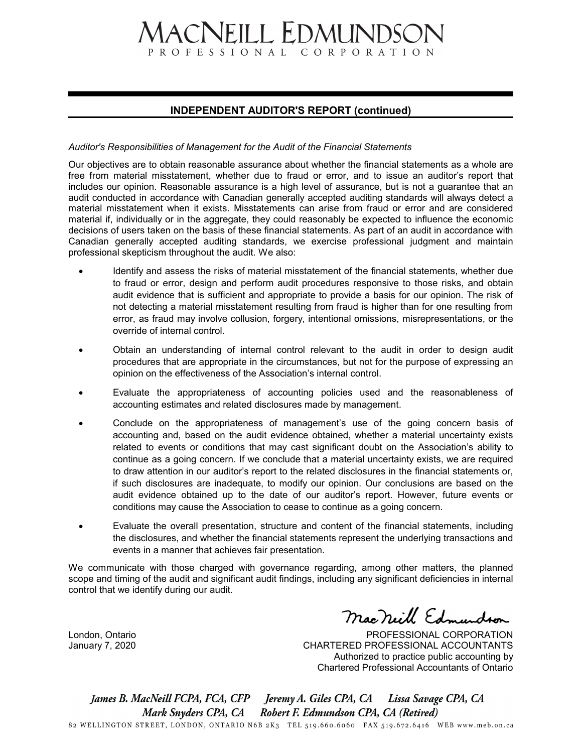# MacNEILL EDMUNDSON

PROFESSIONAL CORPORATION

## INDEPENDENT AUDITOR'S REPORT (continued)

*Auditor's Responsibilities of Management for the Audit of the Financial Statements*

Our objectives are to obtain reasonable assurance about whether the financial statements as a whole are free from material misstatement, whether due to fraud or error, and to issue an auditor's report that includes our opinion. Reasonable assurance is a high level of assurance, but is not a guarantee that an audit conducted in accordance with Canadian generally accepted auditing standards will always detect a material misstatement when it exists. Misstatements can arise from fraud or error and are considered material if, individually or in the aggregate, they could reasonably be expected to influence the economic decisions of users taken on the basis of these financial statements. As part of an audit in accordance with Canadian generally accepted auditing standards, we exercise professional judgment and maintain professional skepticism throughout the audit. We also:

- Identify and assess the risks of material misstatement of the financial statements, whether due to fraud or error, design and perform audit procedures responsive to those risks, and obtain audit evidence that is sufficient and appropriate to provide a basis for our opinion. The risk of not detecting a material misstatement resulting from fraud is higher than for one resulting from error, as fraud may involve collusion, forgery, intentional omissions, misrepresentations, or the override of internal control.
- Obtain an understanding of internal control relevant to the audit in order to design audit procedures that are appropriate in the circumstances, but not for the purpose of expressing an opinion on the effectiveness of the Association's internal control.
- Evaluate the appropriateness of accounting policies used and the reasonableness of accounting estimates and related disclosures made by management.
- Conclude on the appropriateness of management's use of the going concern basis of accounting and, based on the audit evidence obtained, whether a material uncertainty exists related to events or conditions that may cast significant doubt on the Association's ability to continue as a going concern. If we conclude that a material uncertainty exists, we are required to draw attention in our auditor's report to the related disclosures in the financial statements or, if such disclosures are inadequate, to modify our opinion. Our conclusions are based on the audit evidence obtained up to the date of our auditor's report. However, future events or conditions may cause the Association to cease to continue as a going concern.
- Evaluate the overall presentation, structure and content of the financial statements, including the disclosures, and whether the financial statements represent the underlying transactions and events in a manner that achieves fair presentation.

We communicate with those charged with governance regarding, among other matters, the planned scope and timing of the audit and significant audit findings, including any significant deficiencies in internal control that we identify during our audit.

MacNeill Edmundson

London, Ontario
January 7, 2020

PROFESSIONAL CORPORATION
CHARTERED PROFESSIONAL ACCOUNTANTS
Authorized to practice public accounting by
Chartered Professional Accountants of Ontario

*James B. MacNeill FCPA, FCA, CFP   Jeremy A. Giles CPA, CA   Lissa Savage CPA, CA*
*Mark Snyders CPA, CA   Robert F. Edmundson CPA, CA (Retired)*

82 WELLINGTON STREET, LONDON, ONTARIO N6B 2K3   TEL 519.660.6060   FAX 519.672.6416   WEB www.meb.on.ca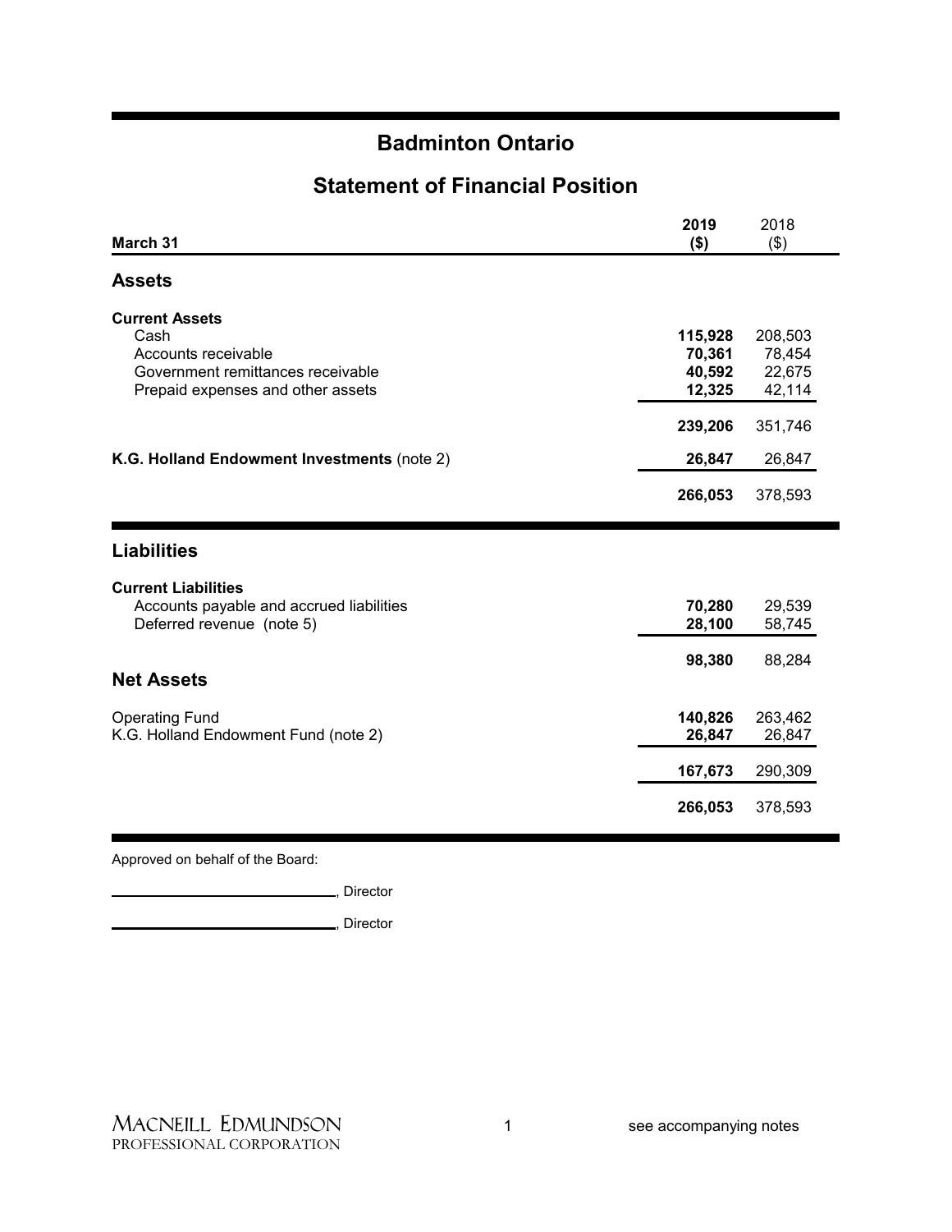# Badminton Ontario

## Statement of Financial Position

| March 31 | 2019 ($) | 2018 ($) |
|---|---|---|
| **Assets** | | |
| **Current Assets** | | |
| Cash | **115,928** | 208,503 |
| Accounts receivable | **70,361** | 78,454 |
| Government remittances receivable | **40,592** | 22,675 |
| Prepaid expenses and other assets | **12,325** | 42,114 |
| | **239,206** | 351,746 |
| **K.G. Holland Endowment Investments** (note 2) | **26,847** | 26,847 |
| | **266,053** | 378,593 |
| **Liabilities** | | |
| **Current Liabilities** | | |
| Accounts payable and accrued liabilities | **70,280** | 29,539 |
| Deferred revenue (note 5) | **28,100** | 58,745 |
| | **98,380** | 88,284 |
| **Net Assets** | | |
| Operating Fund | **140,826** | 263,462 |
| K.G. Holland Endowment Fund (note 2) | **26,847** | 26,847 |
| | **167,673** | 290,309 |
| | **266,053** | 378,593 |

Approved on behalf of the Board:

\_\_\_\_\_\_\_\_\_\_\_\_\_\_\_\_\_\_\_\_\_\_\_\_\_\_\_\_, Director

\_\_\_\_\_\_\_\_\_\_\_\_\_\_\_\_\_\_\_\_\_\_\_\_\_\_\_\_, Director

MACNEILL EDMUNDSON PROFESSIONAL CORPORATION

see accompanying notes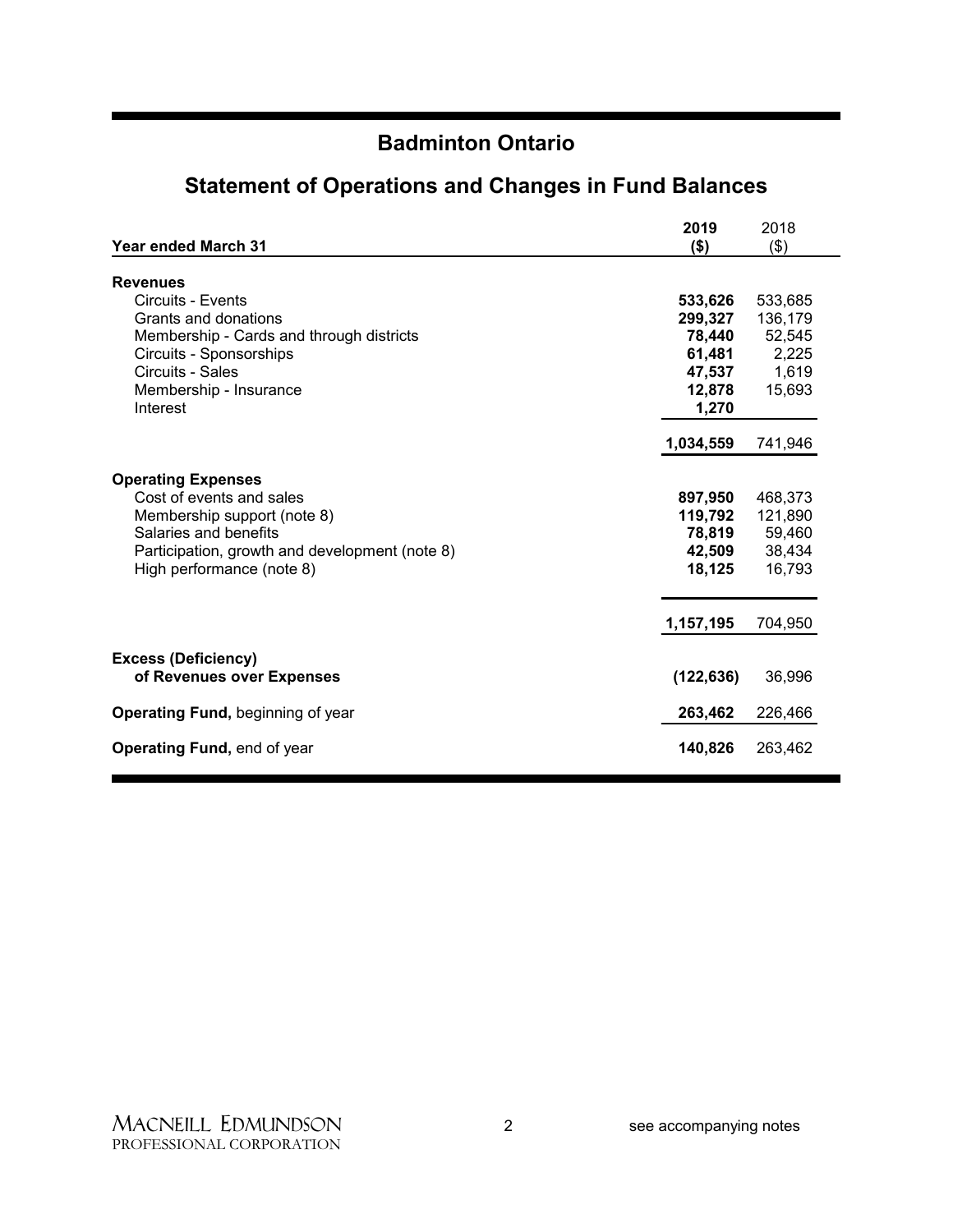# Badminton Ontario

## Statement of Operations and Changes in Fund Balances

| Year ended March 31 | 2019 ($) | 2018 ($) |
|---|---|---|
| **Revenues** | | |
| Circuits - Events | **533,626** | 533,685 |
| Grants and donations | **299,327** | 136,179 |
| Membership - Cards and through districts | **78,440** | 52,545 |
| Circuits - Sponsorships | **61,481** | 2,225 |
| Circuits - Sales | **47,537** | 1,619 |
| Membership - Insurance | **12,878** | 15,693 |
| Interest | **1,270** | |
| | **1,034,559** | 741,946 |
| **Operating Expenses** | | |
| Cost of events and sales | **897,950** | 468,373 |
| Membership support (note 8) | **119,792** | 121,890 |
| Salaries and benefits | **78,819** | 59,460 |
| Participation, growth and development (note 8) | **42,509** | 38,434 |
| High performance (note 8) | **18,125** | 16,793 |
| | **1,157,195** | 704,950 |
| **Excess (Deficiency) of Revenues over Expenses** | **(122,636)** | 36,996 |
| **Operating Fund,** beginning of year | **263,462** | 226,466 |
| **Operating Fund,** end of year | **140,826** | 263,462 |

MACNEILL EDMUNDSON PROFESSIONAL CORPORATION

see accompanying notes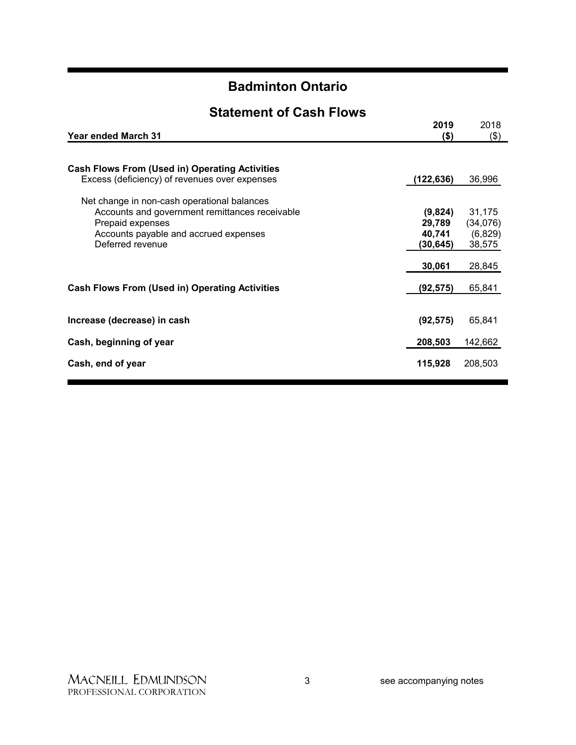# Badminton Ontario

## Statement of Cash Flows

| Year ended March 31 | 2019 ($) | 2018 ($) |
|---|---|---|
| **Cash Flows From (Used in) Operating Activities** | | |
| Excess (deficiency) of revenues over expenses | **(122,636)** | 36,996 |
| Net change in non-cash operational balances | | |
| Accounts and government remittances receivable | **(9,824)** | 31,175 |
| Prepaid expenses | **29,789** | (34,076) |
| Accounts payable and accrued expenses | **40,741** | (6,829) |
| Deferred revenue | **(30,645)** | 38,575 |
| | **30,061** | 28,845 |
| **Cash Flows From (Used in) Operating Activities** | **(92,575)** | 65,841 |
| **Increase (decrease) in cash** | **(92,575)** | 65,841 |
| **Cash, beginning of year** | **208,503** | 142,662 |
| **Cash, end of year** | **115,928** | 208,503 |

see accompanying notes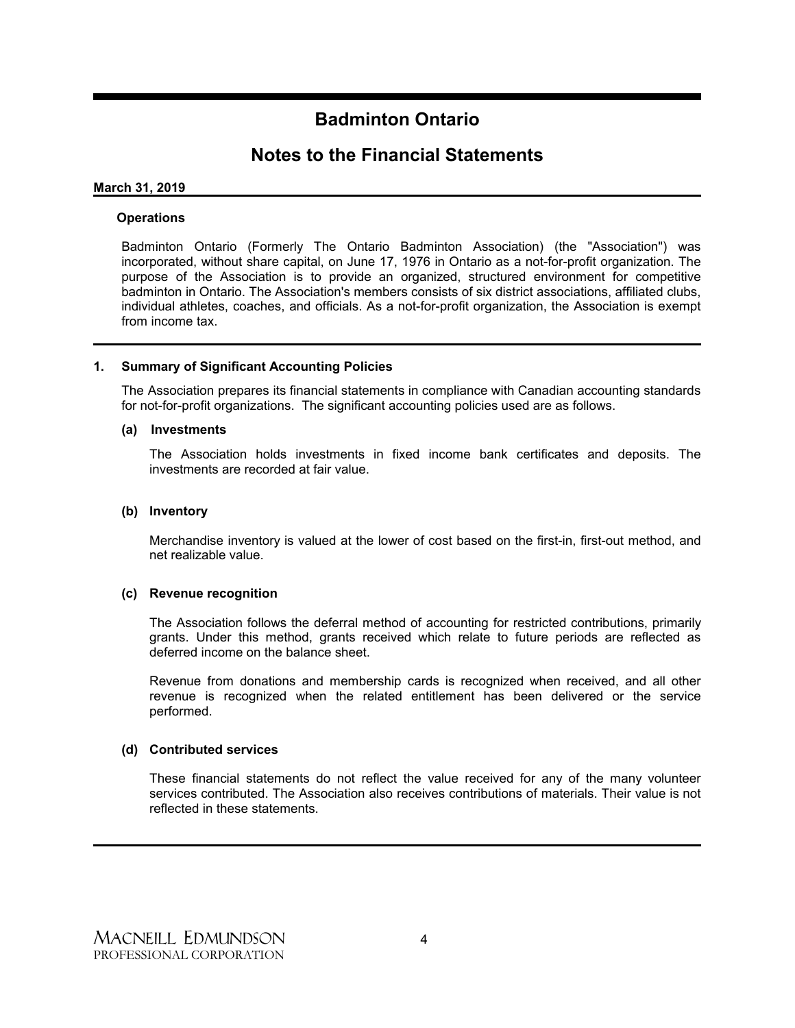# Badminton Ontario

## Notes to the Financial Statements

**March 31, 2019**

**Operations**

Badminton Ontario (Formerly The Ontario Badminton Association) (the "Association") was incorporated, without share capital, on June 17, 1976 in Ontario as a not-for-profit organization. The purpose of the Association is to provide an organized, structured environment for competitive badminton in Ontario. The Association's members consists of six district associations, affiliated clubs, individual athletes, coaches, and officials. As a not-for-profit organization, the Association is exempt from income tax.

### 1. Summary of Significant Accounting Policies

The Association prepares its financial statements in compliance with Canadian accounting standards for not-for-profit organizations. The significant accounting policies used are as follows.

**(a) Investments**

The Association holds investments in fixed income bank certificates and deposits. The investments are recorded at fair value.

**(b) Inventory**

Merchandise inventory is valued at the lower of cost based on the first-in, first-out method, and net realizable value.

**(c) Revenue recognition**

The Association follows the deferral method of accounting for restricted contributions, primarily grants. Under this method, grants received which relate to future periods are reflected as deferred income on the balance sheet.

Revenue from donations and membership cards is recognized when received, and all other revenue is recognized when the related entitlement has been delivered or the service performed.

**(d) Contributed services**

These financial statements do not reflect the value received for any of the many volunteer services contributed. The Association also receives contributions of materials. Their value is not reflected in these statements.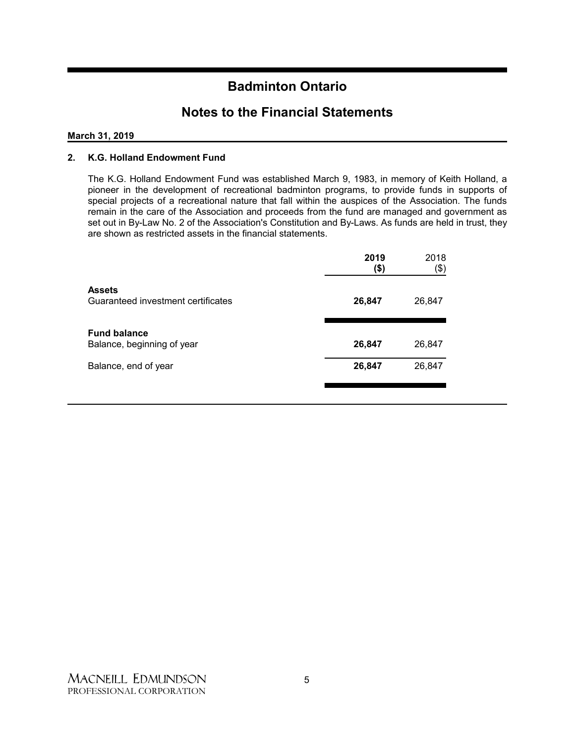# Badminton Ontario

## Notes to the Financial Statements

**March 31, 2019**

### 2. K.G. Holland Endowment Fund

The K.G. Holland Endowment Fund was established March 9, 1983, in memory of Keith Holland, a pioneer in the development of recreational badminton programs, to provide funds in supports of special projects of a recreational nature that fall within the auspices of the Association. The funds remain in the care of the Association and proceeds from the fund are managed and government as set out in By-Law No. 2 of the Association's Constitution and By-Laws. As funds are held in trust, they are shown as restricted assets in the financial statements.

| | **2019 ($)** | 2018 ($) |
|---|---|---|
| **Assets** | | |
| Guaranteed investment certificates | **26,847** | 26,847 |
| **Fund balance** | | |
| Balance, beginning of year | **26,847** | 26,847 |
| Balance, end of year | **26,847** | 26,847 |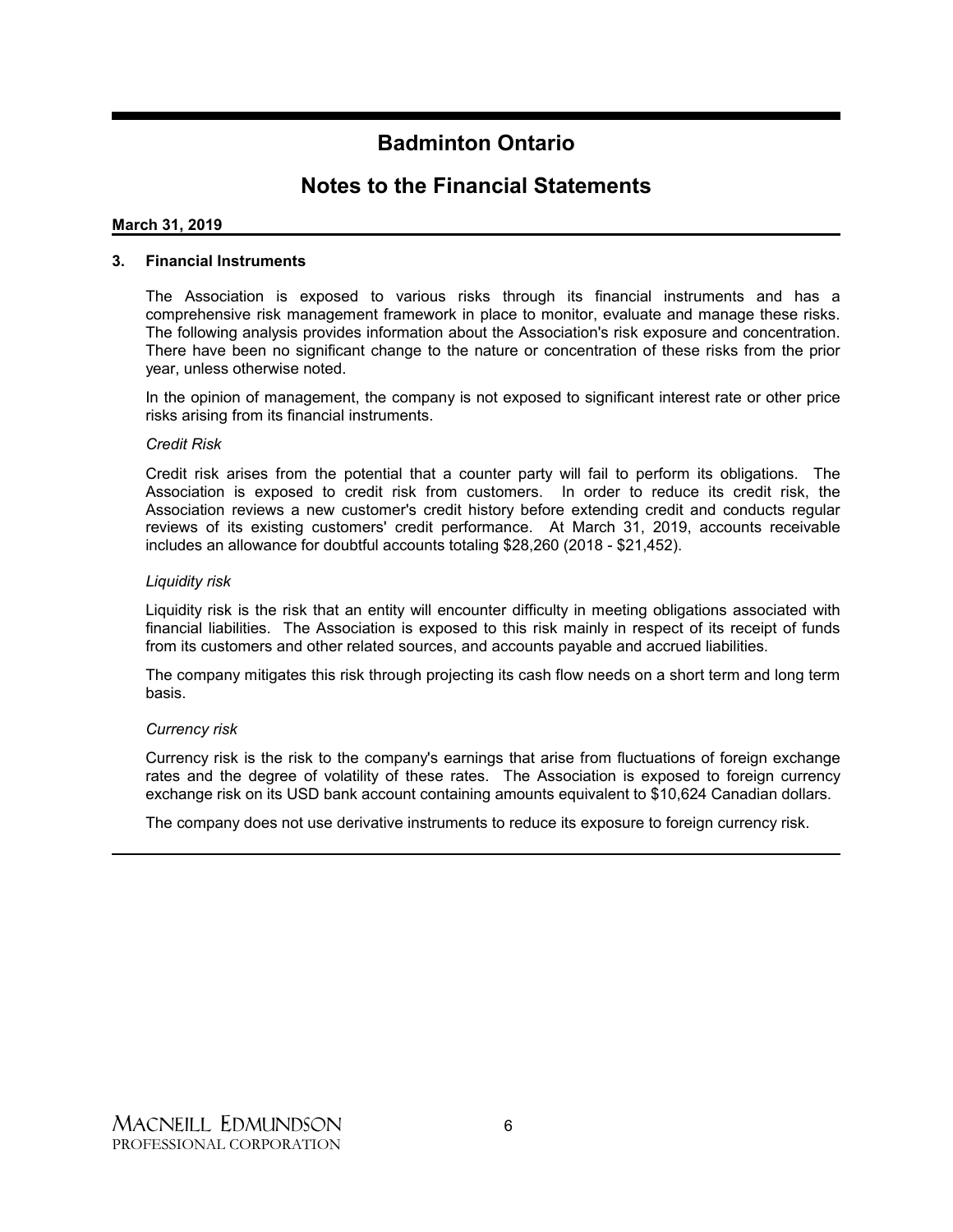# Badminton Ontario

## Notes to the Financial Statements

**March 31, 2019**

### 3. Financial Instruments

The Association is exposed to various risks through its financial instruments and has a comprehensive risk management framework in place to monitor, evaluate and manage these risks. The following analysis provides information about the Association's risk exposure and concentration. There have been no significant change to the nature or concentration of these risks from the prior year, unless otherwise noted.

In the opinion of management, the company is not exposed to significant interest rate or other price risks arising from its financial instruments.

*Credit Risk*

Credit risk arises from the potential that a counter party will fail to perform its obligations. The Association is exposed to credit risk from customers. In order to reduce its credit risk, the Association reviews a new customer's credit history before extending credit and conducts regular reviews of its existing customers' credit performance. At March 31, 2019, accounts receivable includes an allowance for doubtful accounts totaling $28,260 (2018 - $21,452).

*Liquidity risk*

Liquidity risk is the risk that an entity will encounter difficulty in meeting obligations associated with financial liabilities. The Association is exposed to this risk mainly in respect of its receipt of funds from its customers and other related sources, and accounts payable and accrued liabilities.

The company mitigates this risk through projecting its cash flow needs on a short term and long term basis.

*Currency risk*

Currency risk is the risk to the company's earnings that arise from fluctuations of foreign exchange rates and the degree of volatility of these rates. The Association is exposed to foreign currency exchange risk on its USD bank account containing amounts equivalent to $10,624 Canadian dollars.

The company does not use derivative instruments to reduce its exposure to foreign currency risk.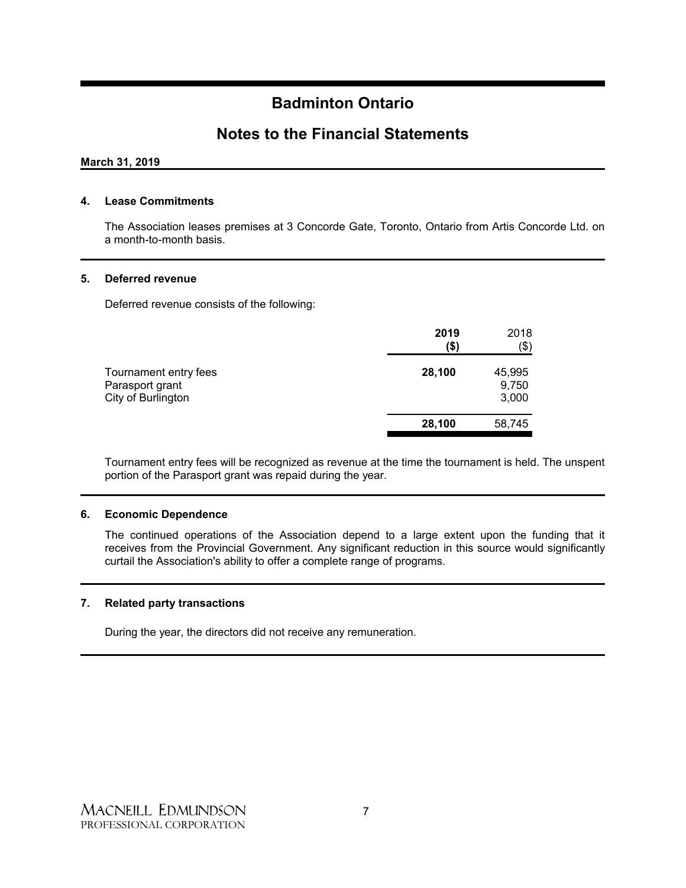# Badminton Ontario

## Notes to the Financial Statements

**March 31, 2019**

### 4. Lease Commitments

The Association leases premises at 3 Concorde Gate, Toronto, Ontario from Artis Concorde Ltd. on a month-to-month basis.

### 5. Deferred revenue

Deferred revenue consists of the following:

| | **2019 ($)** | 2018 ($) |
|---|---|---|
| Tournament entry fees | **28,100** | 45,995 |
| Parasport grant | | 9,750 |
| City of Burlington | | 3,000 |
| | **28,100** | 58,745 |

Tournament entry fees will be recognized as revenue at the time the tournament is held. The unspent portion of the Parasport grant was repaid during the year.

### 6. Economic Dependence

The continued operations of the Association depend to a large extent upon the funding that it receives from the Provincial Government. Any significant reduction in this source would significantly curtail the Association's ability to offer a complete range of programs.

### 7. Related party transactions

During the year, the directors did not receive any remuneration.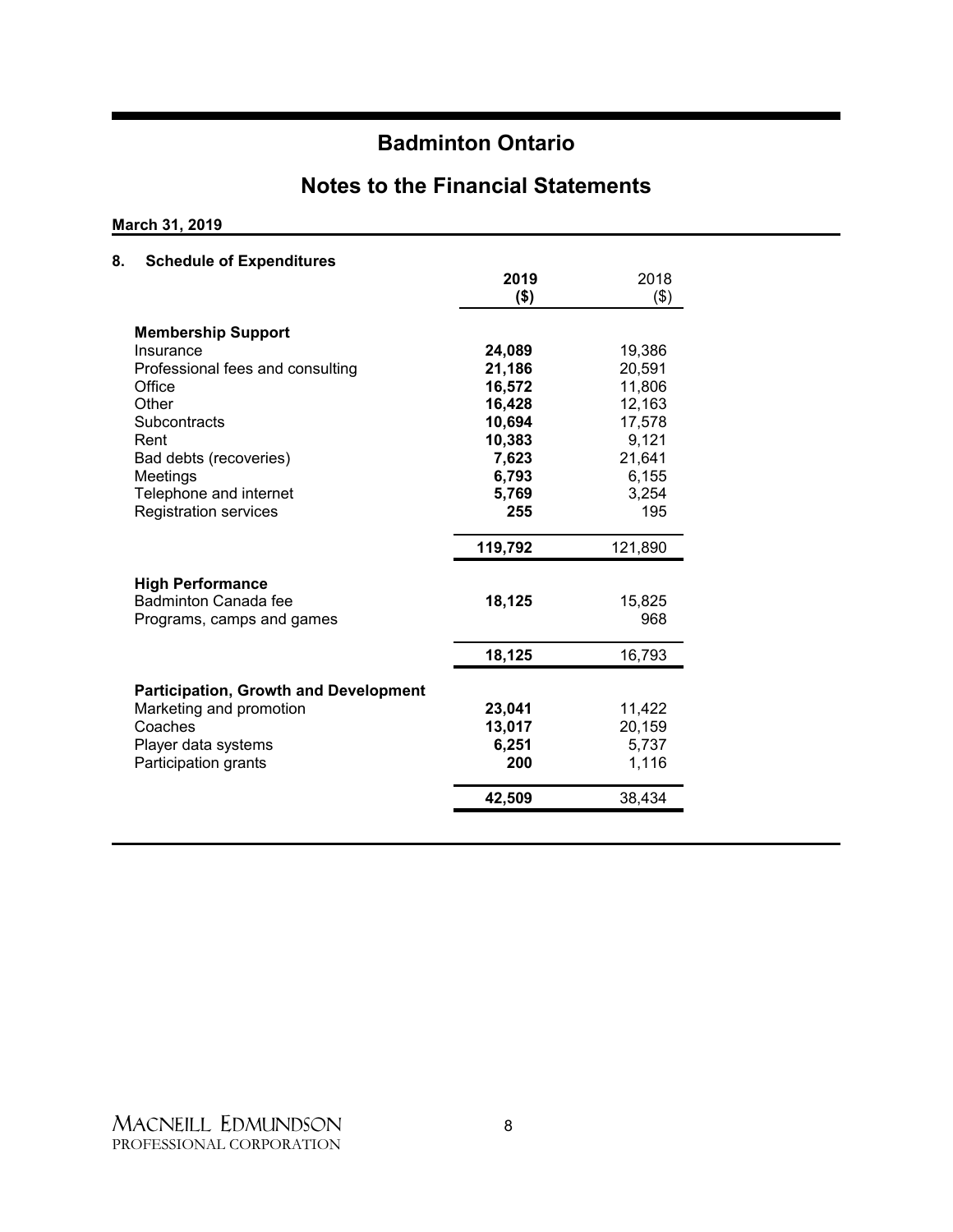# Badminton Ontario

## Notes to the Financial Statements

**March 31, 2019**

### 8. Schedule of Expenditures

| | **2019 ($)** | 2018 ($) |
|---|---|---|
| **Membership Support** | | |
| Insurance | **24,089** | 19,386 |
| Professional fees and consulting | **21,186** | 20,591 |
| Office | **16,572** | 11,806 |
| Other | **16,428** | 12,163 |
| Subcontracts | **10,694** | 17,578 |
| Rent | **10,383** | 9,121 |
| Bad debts (recoveries) | **7,623** | 21,641 |
| Meetings | **6,793** | 6,155 |
| Telephone and internet | **5,769** | 3,254 |
| Registration services | **255** | 195 |
| | **119,792** | 121,890 |
| **High Performance** | | |
| Badminton Canada fee | **18,125** | 15,825 |
| Programs, camps and games | | 968 |
| | **18,125** | 16,793 |
| **Participation, Growth and Development** | | |
| Marketing and promotion | **23,041** | 11,422 |
| Coaches | **13,017** | 20,159 |
| Player data systems | **6,251** | 5,737 |
| Participation grants | **200** | 1,116 |
| | **42,509** | 38,434 |

MACNEILL EDMUNDSON
PROFESSIONAL CORPORATION